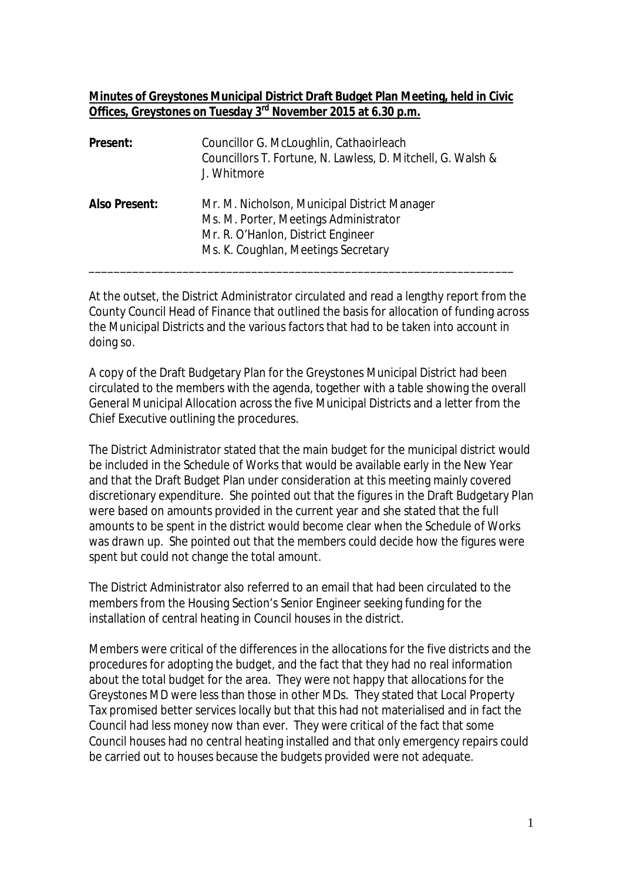**Minutes of Greystones Municipal District Draft Budget Plan Meeting, held in Civic Offices, Greystones on Tuesday 3rd November 2015 at 6.30 p.m.**

| | |
|---|---|
| **Present:** | Councillor G. McLoughlin, Cathaoirleach<br>Councillors T. Fortune, N. Lawless, D. Mitchell, G. Walsh & J. Whitmore |
| **Also Present:** | Mr. M. Nicholson, Municipal District Manager<br>Ms. M. Porter, Meetings Administrator<br>Mr. R. O'Hanlon, District Engineer<br>Ms. K. Coughlan, Meetings Secretary |

---

At the outset, the District Administrator circulated and read a lengthy report from the County Council Head of Finance that outlined the basis for allocation of funding across the Municipal Districts and the various factors that had to be taken into account in doing so.

A copy of the Draft Budgetary Plan for the Greystones Municipal District had been circulated to the members with the agenda, together with a table showing the overall General Municipal Allocation across the five Municipal Districts and a letter from the Chief Executive outlining the procedures.

The District Administrator stated that the main budget for the municipal district would be included in the Schedule of Works that would be available early in the New Year and that the Draft Budget Plan under consideration at this meeting mainly covered discretionary expenditure. She pointed out that the figures in the Draft Budgetary Plan were based on amounts provided in the current year and she stated that the full amounts to be spent in the district would become clear when the Schedule of Works was drawn up. She pointed out that the members could decide how the figures were spent but could not change the total amount.

The District Administrator also referred to an email that had been circulated to the members from the Housing Section's Senior Engineer seeking funding for the installation of central heating in Council houses in the district.

Members were critical of the differences in the allocations for the five districts and the procedures for adopting the budget, and the fact that they had no real information about the total budget for the area. They were not happy that allocations for the Greystones MD were less than those in other MDs. They stated that Local Property Tax promised better services locally but that this had not materialised and in fact the Council had less money now than ever. They were critical of the fact that some Council houses had no central heating installed and that only emergency repairs could be carried out to houses because the budgets provided were not adequate.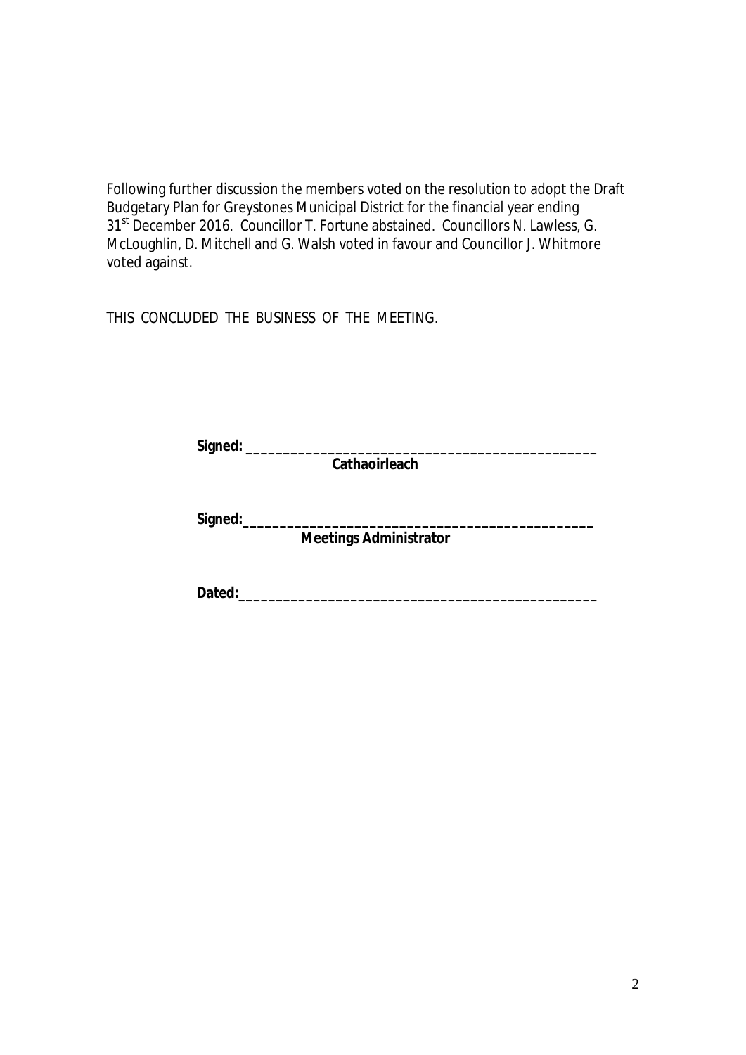Following further discussion the members voted on the resolution to adopt the Draft Budgetary Plan for Greystones Municipal District for the financial year ending 31st December 2016. Councillor T. Fortune abstained. Councillors N. Lawless, G. McLoughlin, D. Mitchell and G. Walsh voted in favour and Councillor J. Whitmore voted against.

THIS CONCLUDED THE BUSINESS OF THE MEETING.

**Signed:** _______________________________________________
**Cathaoirleach**

**Signed:**_______________________________________________
**Meetings Administrator**

**Dated:**_______________________________________________